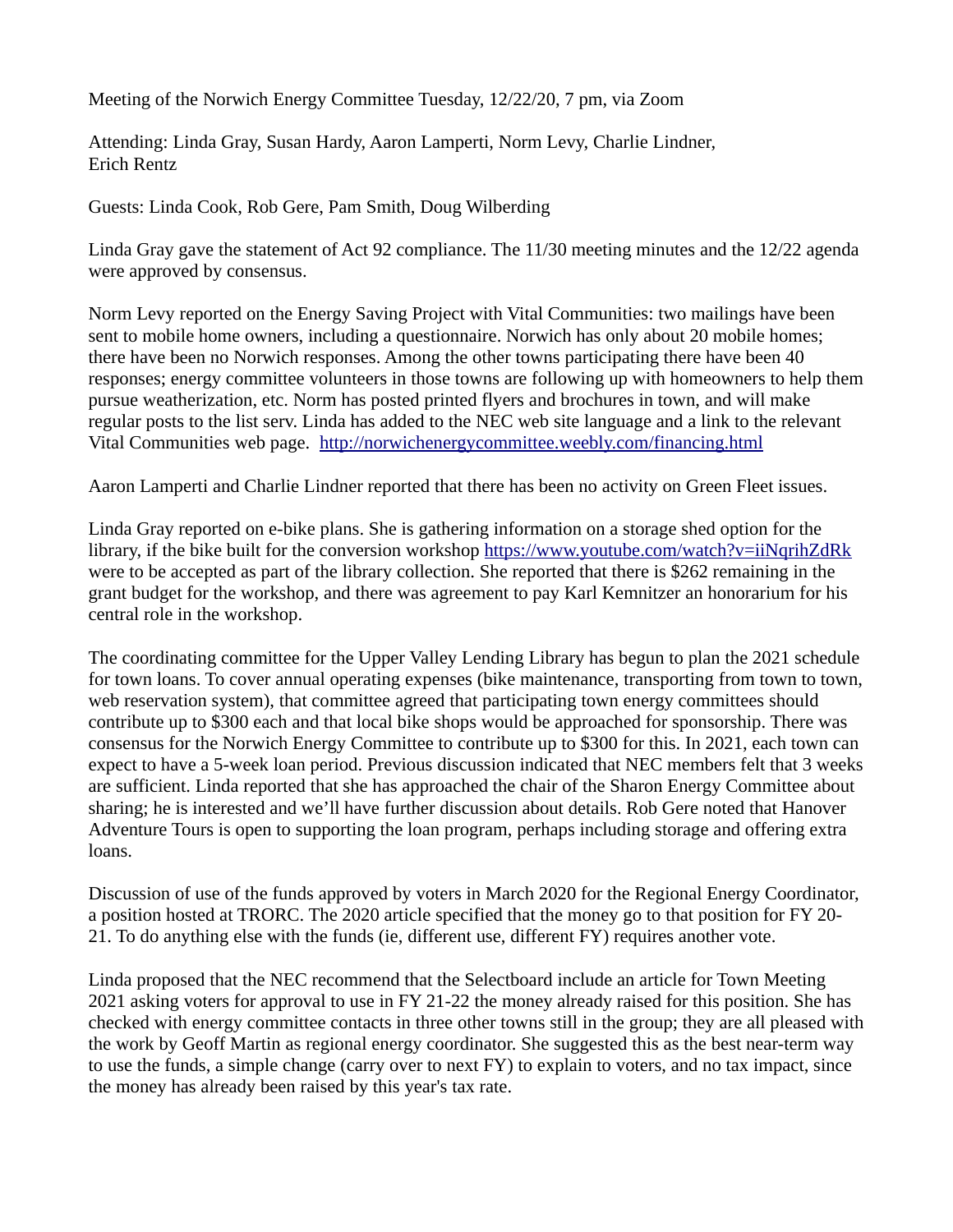Meeting of the Norwich Energy Committee Tuesday, 12/22/20, 7 pm, via Zoom

Attending: Linda Gray, Susan Hardy, Aaron Lamperti, Norm Levy, Charlie Lindner, Erich Rentz

Guests: Linda Cook, Rob Gere, Pam Smith, Doug Wilberding

Linda Gray gave the statement of Act 92 compliance. The 11/30 meeting minutes and the 12/22 agenda were approved by consensus.

Norm Levy reported on the Energy Saving Project with Vital Communities: two mailings have been sent to mobile home owners, including a questionnaire. Norwich has only about 20 mobile homes; there have been no Norwich responses. Among the other towns participating there have been 40 responses; energy committee volunteers in those towns are following up with homeowners to help them pursue weatherization, etc. Norm has posted printed flyers and brochures in town, and will make regular posts to the list serv. Linda has added to the NEC web site language and a link to the relevant Vital Communities web page. http://norwichenergycommittee.weebly.com/financing.html

Aaron Lamperti and Charlie Lindner reported that there has been no activity on Green Fleet issues.

Linda Gray reported on e-bike plans. She is gathering information on a storage shed option for the library, if the bike built for the conversion workshop https://www.youtube.com/watch?v=iiNqrihZdRk were to be accepted as part of the library collection. She reported that there is $262 remaining in the grant budget for the workshop, and there was agreement to pay Karl Kemnitzer an honorarium for his central role in the workshop.

The coordinating committee for the Upper Valley Lending Library has begun to plan the 2021 schedule for town loans. To cover annual operating expenses (bike maintenance, transporting from town to town, web reservation system), that committee agreed that participating town energy committees should contribute up to $300 each and that local bike shops would be approached for sponsorship. There was consensus for the Norwich Energy Committee to contribute up to $300 for this. In 2021, each town can expect to have a 5-week loan period. Previous discussion indicated that NEC members felt that 3 weeks are sufficient. Linda reported that she has approached the chair of the Sharon Energy Committee about sharing; he is interested and we'll have further discussion about details. Rob Gere noted that Hanover Adventure Tours is open to supporting the loan program, perhaps including storage and offering extra loans.

Discussion of use of the funds approved by voters in March 2020 for the Regional Energy Coordinator, a position hosted at TRORC. The 2020 article specified that the money go to that position for FY 20-21. To do anything else with the funds (ie, different use, different FY) requires another vote.

Linda proposed that the NEC recommend that the Selectboard include an article for Town Meeting 2021 asking voters for approval to use in FY 21-22 the money already raised for this position. She has checked with energy committee contacts in three other towns still in the group; they are all pleased with the work by Geoff Martin as regional energy coordinator. She suggested this as the best near-term way to use the funds, a simple change (carry over to next FY) to explain to voters, and no tax impact, since the money has already been raised by this year's tax rate.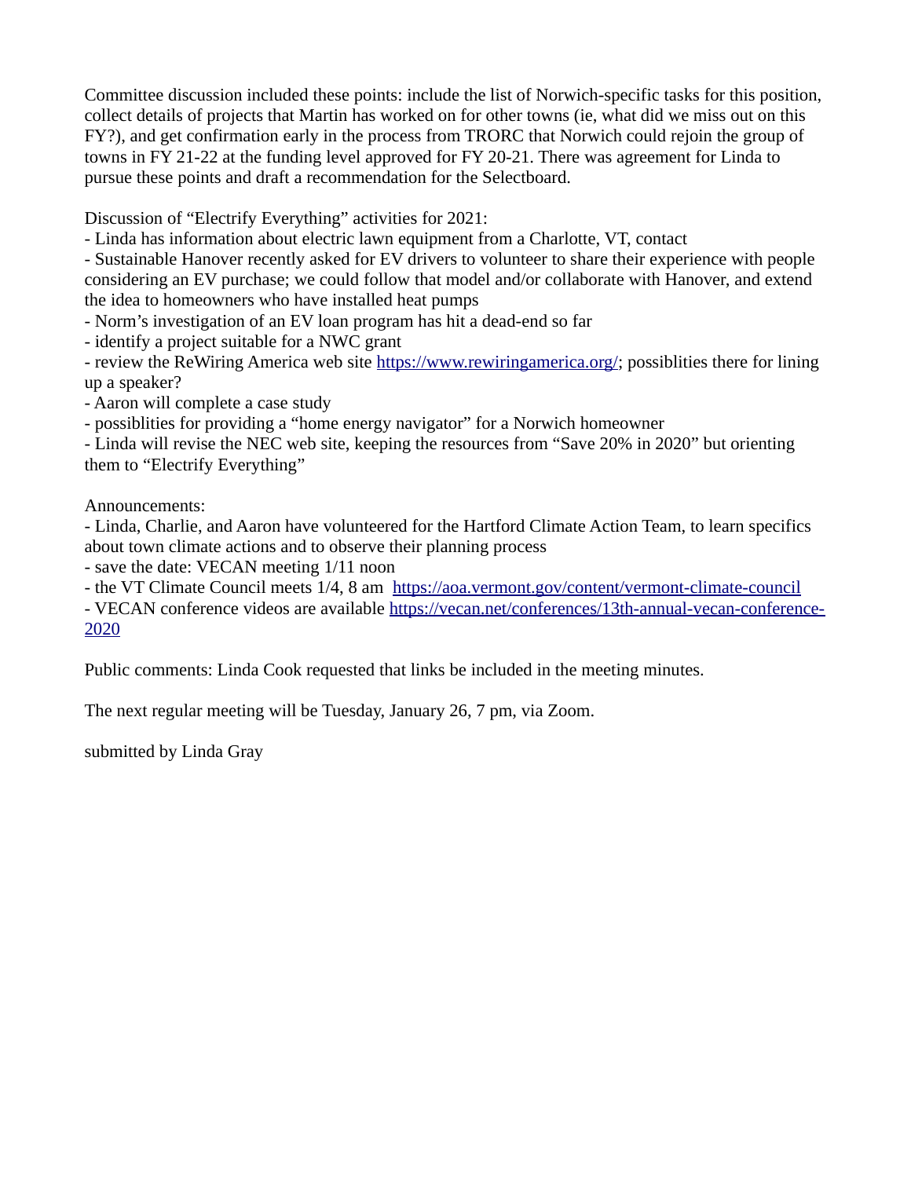Committee discussion included these points: include the list of Norwich-specific tasks for this position, collect details of projects that Martin has worked on for other towns (ie, what did we miss out on this FY?), and get confirmation early in the process from TRORC that Norwich could rejoin the group of towns in FY 21-22 at the funding level approved for FY 20-21. There was agreement for Linda to pursue these points and draft a recommendation for the Selectboard.

Discussion of “Electrify Everything” activities for 2021:

- Linda has information about electric lawn equipment from a Charlotte, VT, contact
- Sustainable Hanover recently asked for EV drivers to volunteer to share their experience with people considering an EV purchase; we could follow that model and/or collaborate with Hanover, and extend the idea to homeowners who have installed heat pumps
- Norm’s investigation of an EV loan program has hit a dead-end so far
- identify a project suitable for a NWC grant
- review the ReWiring America web site https://www.rewiringamerica.org/; possiblities there for lining up a speaker?
- Aaron will complete a case study
- possiblities for providing a “home energy navigator” for a Norwich homeowner
- Linda will revise the NEC web site, keeping the resources from “Save 20% in 2020” but orienting them to “Electrify Everything”

Announcements:

- Linda, Charlie, and Aaron have volunteered for the Hartford Climate Action Team, to learn specifics about town climate actions and to observe their planning process
- save the date: VECAN meeting 1/11 noon
- the VT Climate Council meets 1/4, 8 am https://aoa.vermont.gov/content/vermont-climate-council
- VECAN conference videos are available https://vecan.net/conferences/13th-annual-vecan-conference-2020

Public comments: Linda Cook requested that links be included in the meeting minutes.

The next regular meeting will be Tuesday, January 26, 7 pm, via Zoom.

submitted by Linda Gray